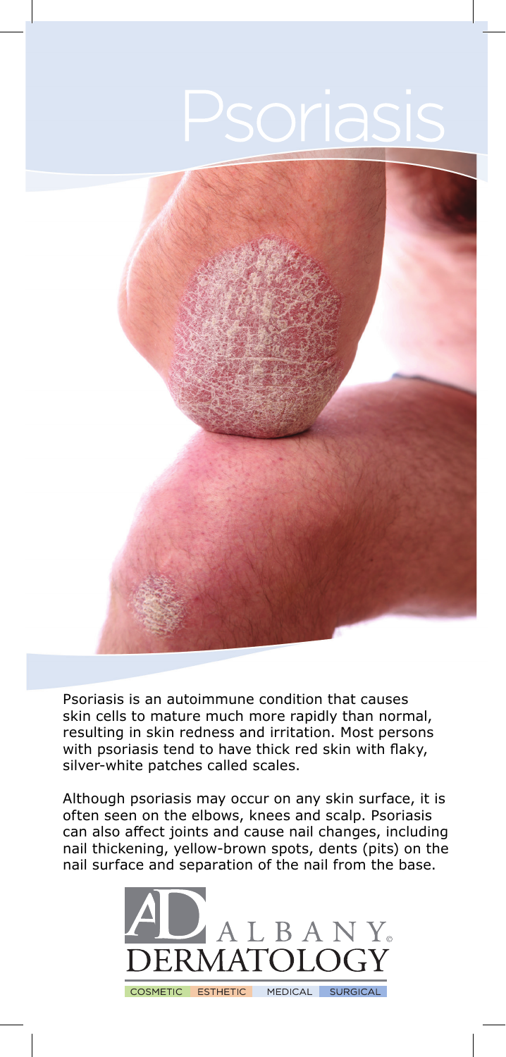# Psoriasis

Psoriasis is an autoimmune condition that causes skin cells to mature much more rapidly than normal, resulting in skin redness and irritation. Most persons with psoriasis tend to have thick red skin with flaky, silver-white patches called scales.

Although psoriasis may occur on any skin surface, it is often seen on the elbows, knees and scalp. Psoriasis can also affect joints and cause nail changes, including nail thickening, yellow-brown spots, dents (pits) on the nail surface and separation of the nail from the base.

AD ALBANY DERMATOLOGY

COSMETIC ESTHETIC MEDICAL SURGICAL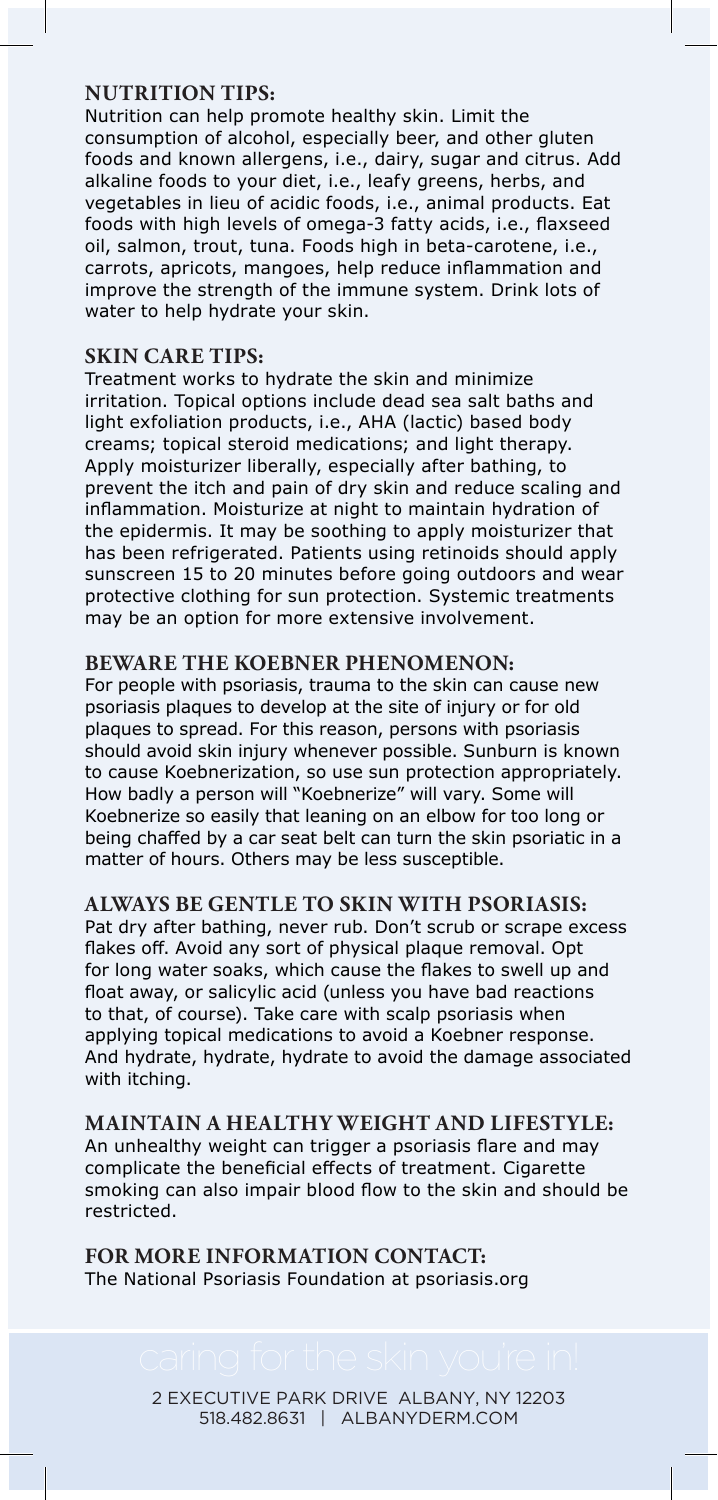## NUTRITION TIPS:

Nutrition can help promote healthy skin. Limit the consumption of alcohol, especially beer, and other gluten foods and known allergens, i.e., dairy, sugar and citrus. Add alkaline foods to your diet, i.e., leafy greens, herbs, and vegetables in lieu of acidic foods, i.e., animal products. Eat foods with high levels of omega-3 fatty acids, i.e., flaxseed oil, salmon, trout, tuna. Foods high in beta-carotene, i.e., carrots, apricots, mangoes, help reduce inflammation and improve the strength of the immune system. Drink lots of water to help hydrate your skin.

## SKIN CARE TIPS:

Treatment works to hydrate the skin and minimize irritation. Topical options include dead sea salt baths and light exfoliation products, i.e., AHA (lactic) based body creams; topical steroid medications; and light therapy. Apply moisturizer liberally, especially after bathing, to prevent the itch and pain of dry skin and reduce scaling and inflammation. Moisturize at night to maintain hydration of the epidermis. It may be soothing to apply moisturizer that has been refrigerated. Patients using retinoids should apply sunscreen 15 to 20 minutes before going outdoors and wear protective clothing for sun protection. Systemic treatments may be an option for more extensive involvement.

## BEWARE THE KOEBNER PHENOMENON:

For people with psoriasis, trauma to the skin can cause new psoriasis plaques to develop at the site of injury or for old plaques to spread. For this reason, persons with psoriasis should avoid skin injury whenever possible. Sunburn is known to cause Koebnerization, so use sun protection appropriately. How badly a person will "Koebnerize" will vary. Some will Koebnerize so easily that leaning on an elbow for too long or being chaffed by a car seat belt can turn the skin psoriatic in a matter of hours. Others may be less susceptible.

## ALWAYS BE GENTLE TO SKIN WITH PSORIASIS:

Pat dry after bathing, never rub. Don't scrub or scrape excess flakes off. Avoid any sort of physical plaque removal. Opt for long water soaks, which cause the flakes to swell up and float away, or salicylic acid (unless you have bad reactions to that, of course). Take care with scalp psoriasis when applying topical medications to avoid a Koebner response. And hydrate, hydrate, hydrate to avoid the damage associated with itching.

## MAINTAIN A HEALTHY WEIGHT AND LIFESTYLE:

An unhealthy weight can trigger a psoriasis flare and may complicate the beneficial effects of treatment. Cigarette smoking can also impair blood flow to the skin and should be restricted.

## FOR MORE INFORMATION CONTACT:

The National Psoriasis Foundation at psoriasis.org

caring for the skin you're in!

2 EXECUTIVE PARK DRIVE ALBANY, NY 12203
518.482.8631 | ALBANYDERM.COM